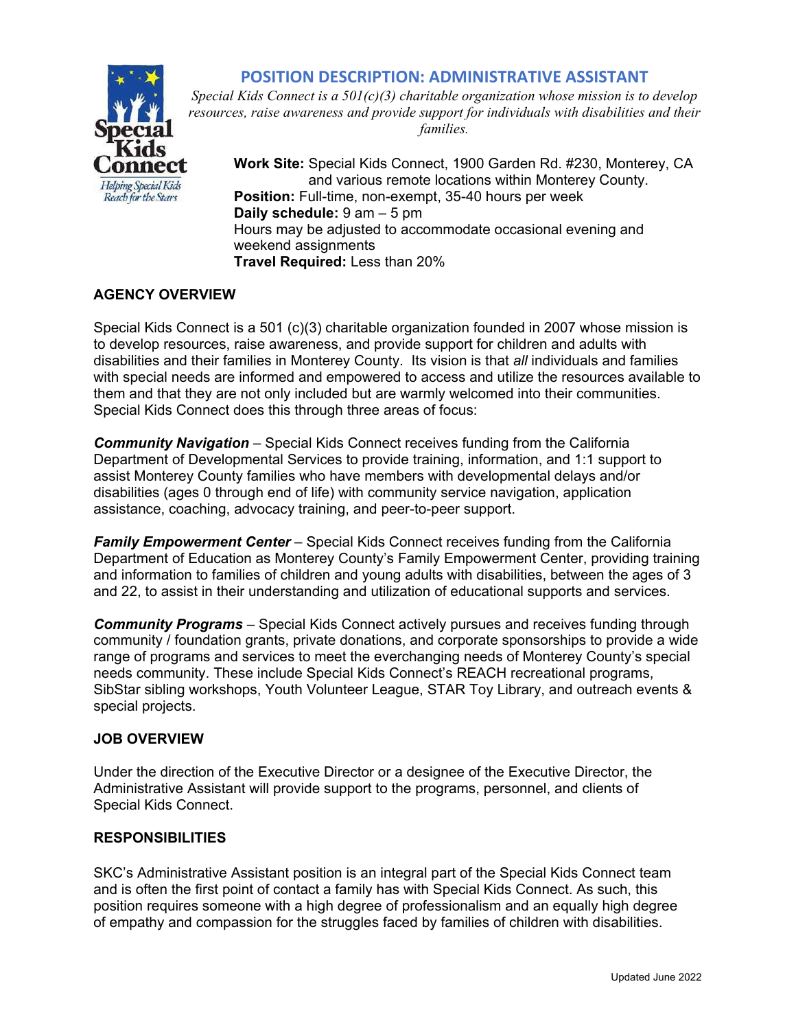# POSITION DESCRIPTION: ADMINISTRATIVE ASSISTANT

*Special Kids Connect is a 501(c)(3) charitable organization whose mission is to develop resources, raise awareness and provide support for individuals with disabilities and their families.*

**Work Site:** Special Kids Connect, 1900 Garden Rd. #230, Monterey, CA and various remote locations within Monterey County.
**Position:** Full-time, non-exempt, 35-40 hours per week
**Daily schedule:** 9 am – 5 pm
Hours may be adjusted to accommodate occasional evening and weekend assignments
**Travel Required:** Less than 20%

## AGENCY OVERVIEW

Special Kids Connect is a 501 (c)(3) charitable organization founded in 2007 whose mission is to develop resources, raise awareness, and provide support for children and adults with disabilities and their families in Monterey County. Its vision is that *all* individuals and families with special needs are informed and empowered to access and utilize the resources available to them and that they are not only included but are warmly welcomed into their communities. Special Kids Connect does this through three areas of focus:

***Community Navigation*** – Special Kids Connect receives funding from the California Department of Developmental Services to provide training, information, and 1:1 support to assist Monterey County families who have members with developmental delays and/or disabilities (ages 0 through end of life) with community service navigation, application assistance, coaching, advocacy training, and peer-to-peer support.

***Family Empowerment Center*** – Special Kids Connect receives funding from the California Department of Education as Monterey County's Family Empowerment Center, providing training and information to families of children and young adults with disabilities, between the ages of 3 and 22, to assist in their understanding and utilization of educational supports and services.

***Community Programs*** – Special Kids Connect actively pursues and receives funding through community / foundation grants, private donations, and corporate sponsorships to provide a wide range of programs and services to meet the everchanging needs of Monterey County's special needs community. These include Special Kids Connect's REACH recreational programs, SibStar sibling workshops, Youth Volunteer League, STAR Toy Library, and outreach events & special projects.

## JOB OVERVIEW

Under the direction of the Executive Director or a designee of the Executive Director, the Administrative Assistant will provide support to the programs, personnel, and clients of Special Kids Connect.

## RESPONSIBILITIES

SKC's Administrative Assistant position is an integral part of the Special Kids Connect team and is often the first point of contact a family has with Special Kids Connect. As such, this position requires someone with a high degree of professionalism and an equally high degree of empathy and compassion for the struggles faced by families of children with disabilities.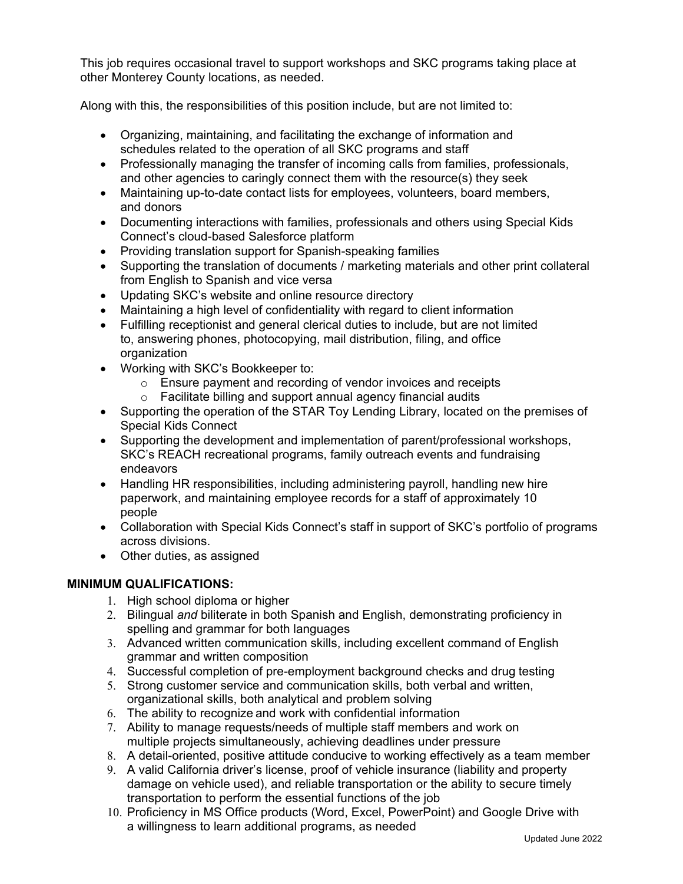This job requires occasional travel to support workshops and SKC programs taking place at other Monterey County locations, as needed.

Along with this, the responsibilities of this position include, but are not limited to:

- Organizing, maintaining, and facilitating the exchange of information and schedules related to the operation of all SKC programs and staff
- Professionally managing the transfer of incoming calls from families, professionals, and other agencies to caringly connect them with the resource(s) they seek
- Maintaining up-to-date contact lists for employees, volunteers, board members, and donors
- Documenting interactions with families, professionals and others using Special Kids Connect's cloud-based Salesforce platform
- Providing translation support for Spanish-speaking families
- Supporting the translation of documents / marketing materials and other print collateral from English to Spanish and vice versa
- Updating SKC's website and online resource directory
- Maintaining a high level of confidentiality with regard to client information
- Fulfilling receptionist and general clerical duties to include, but are not limited to, answering phones, photocopying, mail distribution, filing, and office organization
- Working with SKC's Bookkeeper to:
  - Ensure payment and recording of vendor invoices and receipts
  - Facilitate billing and support annual agency financial audits
- Supporting the operation of the STAR Toy Lending Library, located on the premises of Special Kids Connect
- Supporting the development and implementation of parent/professional workshops, SKC's REACH recreational programs, family outreach events and fundraising endeavors
- Handling HR responsibilities, including administering payroll, handling new hire paperwork, and maintaining employee records for a staff of approximately 10 people
- Collaboration with Special Kids Connect's staff in support of SKC's portfolio of programs across divisions.
- Other duties, as assigned

**MINIMUM QUALIFICATIONS:**

1. High school diploma or higher
2. Bilingual *and* biliterate in both Spanish and English, demonstrating proficiency in spelling and grammar for both languages
3. Advanced written communication skills, including excellent command of English grammar and written composition
4. Successful completion of pre-employment background checks and drug testing
5. Strong customer service and communication skills, both verbal and written, organizational skills, both analytical and problem solving
6. The ability to recognize and work with confidential information
7. Ability to manage requests/needs of multiple staff members and work on multiple projects simultaneously, achieving deadlines under pressure
8. A detail-oriented, positive attitude conducive to working effectively as a team member
9. A valid California driver's license, proof of vehicle insurance (liability and property damage on vehicle used), and reliable transportation or the ability to secure timely transportation to perform the essential functions of the job
10. Proficiency in MS Office products (Word, Excel, PowerPoint) and Google Drive with a willingness to learn additional programs, as needed

Updated June 2022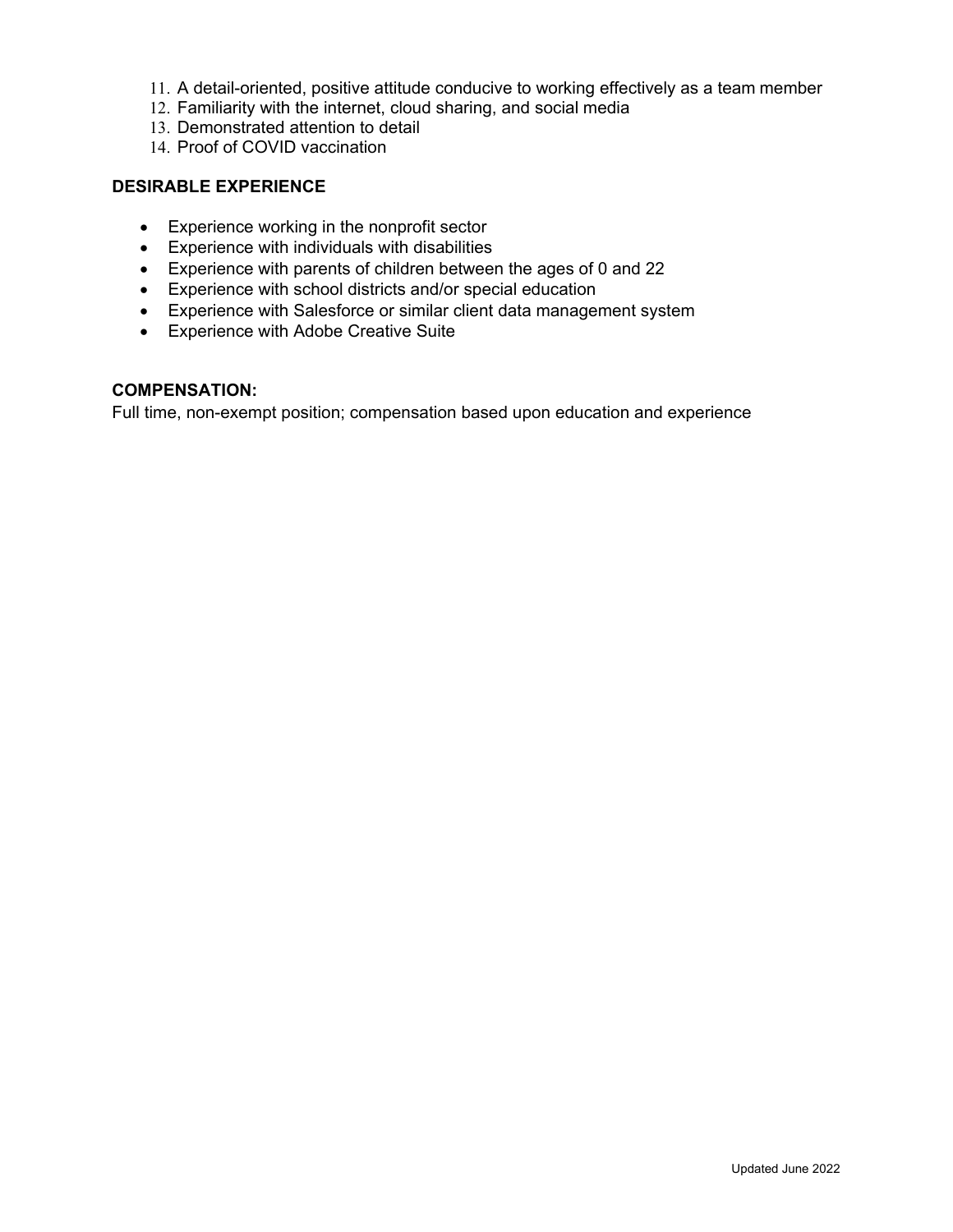11. A detail-oriented, positive attitude conducive to working effectively as a team member
12. Familiarity with the internet, cloud sharing, and social media
13. Demonstrated attention to detail
14. Proof of COVID vaccination

**DESIRABLE EXPERIENCE**

- Experience working in the nonprofit sector
- Experience with individuals with disabilities
- Experience with parents of children between the ages of 0 and 22
- Experience with school districts and/or special education
- Experience with Salesforce or similar client data management system
- Experience with Adobe Creative Suite

**COMPENSATION:**
Full time, non-exempt position; compensation based upon education and experience

Updated June 2022